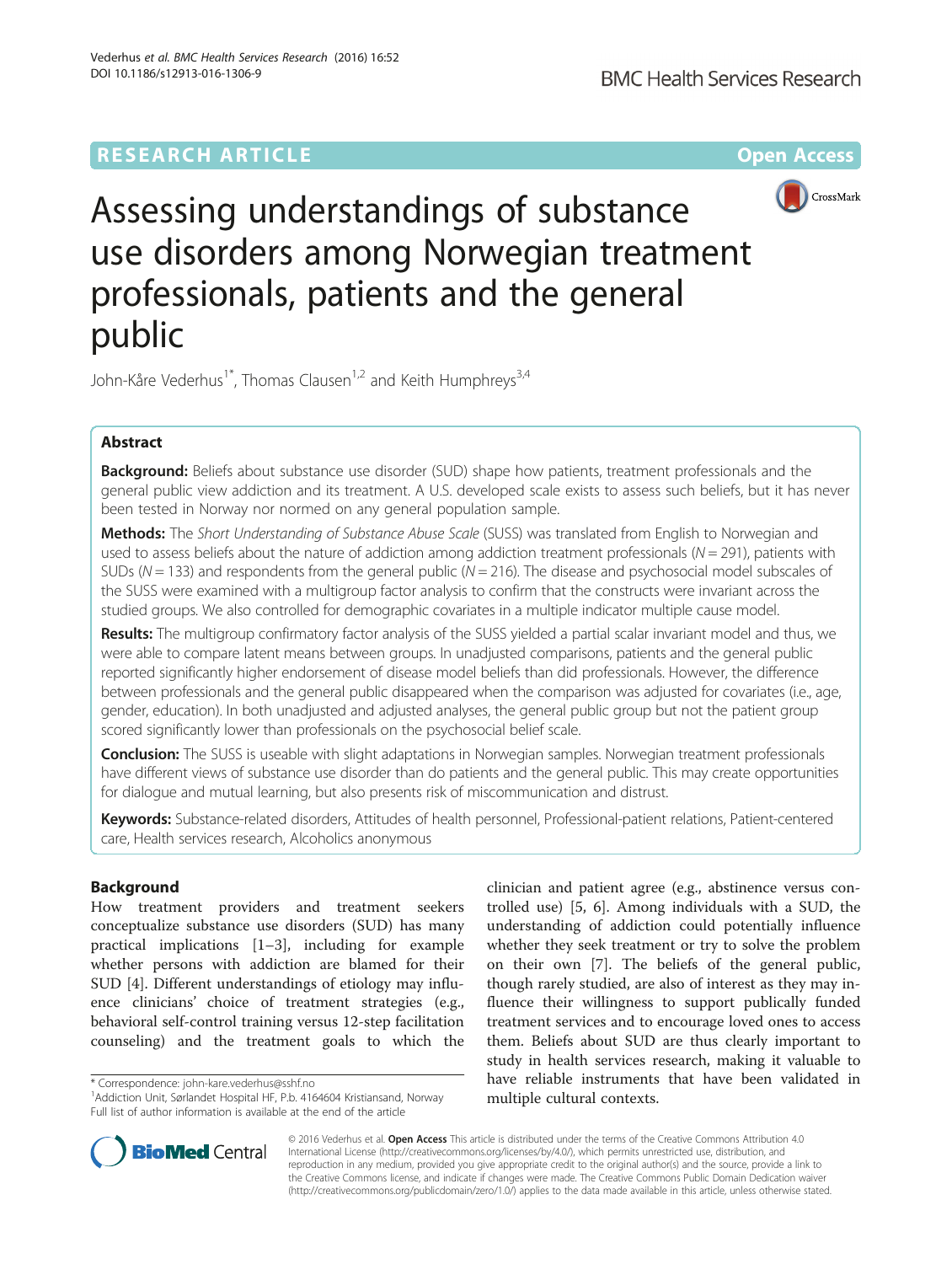RESEARCH ARTICLE Open Access

# Assessing understandings of substance use disorders among Norwegian treatment professionals, patients and the general public

John-Kåre Vederhus[1*], Thomas Clausen[1,2] and Keith Humphreys[3,4]

## Abstract

**Background:** Beliefs about substance use disorder (SUD) shape how patients, treatment professionals and the general public view addiction and its treatment. A U.S. developed scale exists to assess such beliefs, but it has never been tested in Norway nor normed on any general population sample.

**Methods:** The *Short Understanding of Substance Abuse Scale* (SUSS) was translated from English to Norwegian and used to assess beliefs about the nature of addiction among addiction treatment professionals ($N = 291$), patients with SUDs ($N = 133$) and respondents from the general public ($N = 216$). The disease and psychosocial model subscales of the SUSS were examined with a multigroup factor analysis to confirm that the constructs were invariant across the studied groups. We also controlled for demographic covariates in a multiple indicator multiple cause model.

**Results:** The multigroup confirmatory factor analysis of the SUSS yielded a partial scalar invariant model and thus, we were able to compare latent means between groups. In unadjusted comparisons, patients and the general public reported significantly higher endorsement of disease model beliefs than did professionals. However, the difference between professionals and the general public disappeared when the comparison was adjusted for covariates (i.e., age, gender, education). In both unadjusted and adjusted analyses, the general public group but not the patient group scored significantly lower than professionals on the psychosocial belief scale.

**Conclusion:** The SUSS is useable with slight adaptations in Norwegian samples. Norwegian treatment professionals have different views of substance use disorder than do patients and the general public. This may create opportunities for dialogue and mutual learning, but also presents risk of miscommunication and distrust.

**Keywords:** Substance-related disorders, Attitudes of health personnel, Professional-patient relations, Patient-centered care, Health services research, Alcoholics anonymous

## Background

How treatment providers and treatment seekers conceptualize substance use disorders (SUD) has many practical implications [1–3], including for example whether persons with addiction are blamed for their SUD [4]. Different understandings of etiology may influence clinicians' choice of treatment strategies (e.g., behavioral self-control training versus 12-step facilitation counseling) and the treatment goals to which the clinician and patient agree (e.g., abstinence versus controlled use) [5, 6]. Among individuals with a SUD, the understanding of addiction could potentially influence whether they seek treatment or try to solve the problem on their own [7]. The beliefs of the general public, though rarely studied, are also of interest as they may influence their willingness to support publically funded treatment services and to encourage loved ones to access them. Beliefs about SUD are thus clearly important to study in health services research, making it valuable to have reliable instruments that have been validated in multiple cultural contexts.

\* Correspondence: john-kare.vederhus@sshf.no
[1]Addiction Unit, Sørlandet Hospital HF, P.b. 4164604 Kristiansand, Norway
Full list of author information is available at the end of the article

© 2016 Vederhus et al. **Open Access** This article is distributed under the terms of the Creative Commons Attribution 4.0 International License (http://creativecommons.org/licenses/by/4.0/), which permits unrestricted use, distribution, and reproduction in any medium, provided you give appropriate credit to the original author(s) and the source, provide a link to the Creative Commons license, and indicate if changes were made. The Creative Commons Public Domain Dedication waiver (http://creativecommons.org/publicdomain/zero/1.0/) applies to the data made available in this article, unless otherwise stated.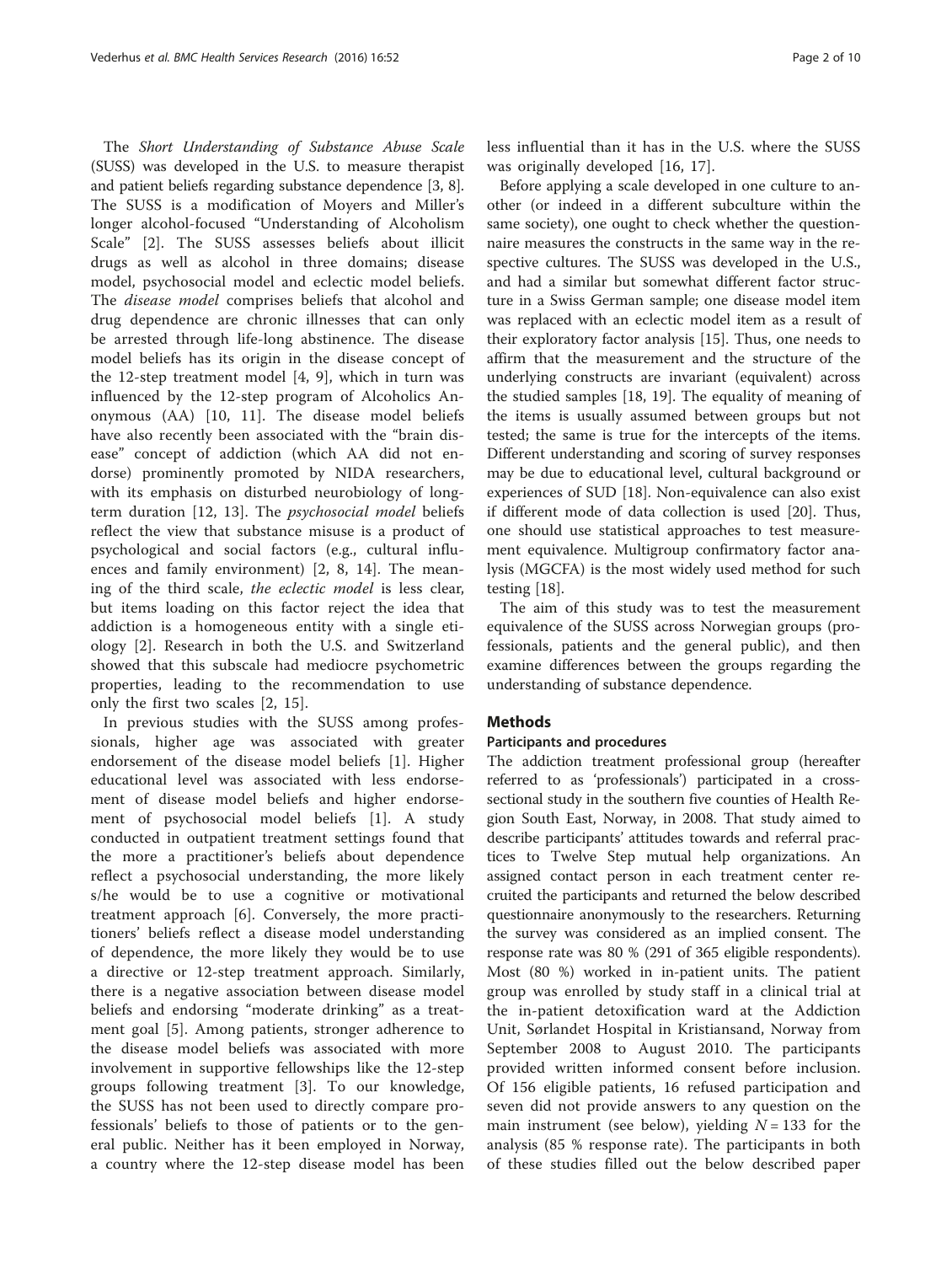The *Short Understanding of Substance Abuse Scale* (SUSS) was developed in the U.S. to measure therapist and patient beliefs regarding substance dependence [3, 8]. The SUSS is a modification of Moyers and Miller's longer alcohol-focused "Understanding of Alcoholism Scale" [2]. The SUSS assesses beliefs about illicit drugs as well as alcohol in three domains; disease model, psychosocial model and eclectic model beliefs. The *disease model* comprises beliefs that alcohol and drug dependence are chronic illnesses that can only be arrested through life-long abstinence. The disease model beliefs has its origin in the disease concept of the 12-step treatment model [4, 9], which in turn was influenced by the 12-step program of Alcoholics Anonymous (AA) [10, 11]. The disease model beliefs have also recently been associated with the "brain disease" concept of addiction (which AA did not endorse) prominently promoted by NIDA researchers, with its emphasis on disturbed neurobiology of long-term duration [12, 13]. The *psychosocial model* beliefs reflect the view that substance misuse is a product of psychological and social factors (e.g., cultural influences and family environment) [2, 8, 14]. The meaning of the third scale, *the eclectic model* is less clear, but items loading on this factor reject the idea that addiction is a homogeneous entity with a single etiology [2]. Research in both the U.S. and Switzerland showed that this subscale had mediocre psychometric properties, leading to the recommendation to use only the first two scales [2, 15].

In previous studies with the SUSS among professionals, higher age was associated with greater endorsement of the disease model beliefs [1]. Higher educational level was associated with less endorsement of disease model beliefs and higher endorsement of psychosocial model beliefs [1]. A study conducted in outpatient treatment settings found that the more a practitioner's beliefs about dependence reflect a psychosocial understanding, the more likely s/he would be to use a cognitive or motivational treatment approach [6]. Conversely, the more practitioners' beliefs reflect a disease model understanding of dependence, the more likely they would be to use a directive or 12-step treatment approach. Similarly, there is a negative association between disease model beliefs and endorsing "moderate drinking" as a treatment goal [5]. Among patients, stronger adherence to the disease model beliefs was associated with more involvement in supportive fellowships like the 12-step groups following treatment [3]. To our knowledge, the SUSS has not been used to directly compare professionals' beliefs to those of patients or to the general public. Neither has it been employed in Norway, a country where the 12-step disease model has been less influential than it has in the U.S. where the SUSS was originally developed [16, 17].

Before applying a scale developed in one culture to another (or indeed in a different subculture within the same society), one ought to check whether the questionnaire measures the constructs in the same way in the respective cultures. The SUSS was developed in the U.S., and had a similar but somewhat different factor structure in a Swiss German sample; one disease model item was replaced with an eclectic model item as a result of their exploratory factor analysis [15]. Thus, one needs to affirm that the measurement and the structure of the underlying constructs are invariant (equivalent) across the studied samples [18, 19]. The equality of meaning of the items is usually assumed between groups but not tested; the same is true for the intercepts of the items. Different understanding and scoring of survey responses may be due to educational level, cultural background or experiences of SUD [18]. Non-equivalence can also exist if different mode of data collection is used [20]. Thus, one should use statistical approaches to test measurement equivalence. Multigroup confirmatory factor analysis (MGCFA) is the most widely used method for such testing [18].

The aim of this study was to test the measurement equivalence of the SUSS across Norwegian groups (professionals, patients and the general public), and then examine differences between the groups regarding the understanding of substance dependence.

## Methods

### Participants and procedures

The addiction treatment professional group (hereafter referred to as 'professionals') participated in a cross-sectional study in the southern five counties of Health Region South East, Norway, in 2008. That study aimed to describe participants' attitudes towards and referral practices to Twelve Step mutual help organizations. An assigned contact person in each treatment center recruited the participants and returned the below described questionnaire anonymously to the researchers. Returning the survey was considered as an implied consent. The response rate was 80 % (291 of 365 eligible respondents). Most (80 %) worked in in-patient units. The patient group was enrolled by study staff in a clinical trial at the in-patient detoxification ward at the Addiction Unit, Sørlandet Hospital in Kristiansand, Norway from September 2008 to August 2010. The participants provided written informed consent before inclusion. Of 156 eligible patients, 16 refused participation and seven did not provide answers to any question on the main instrument (see below), yielding $N = 133$ for the analysis (85 % response rate). The participants in both of these studies filled out the below described paper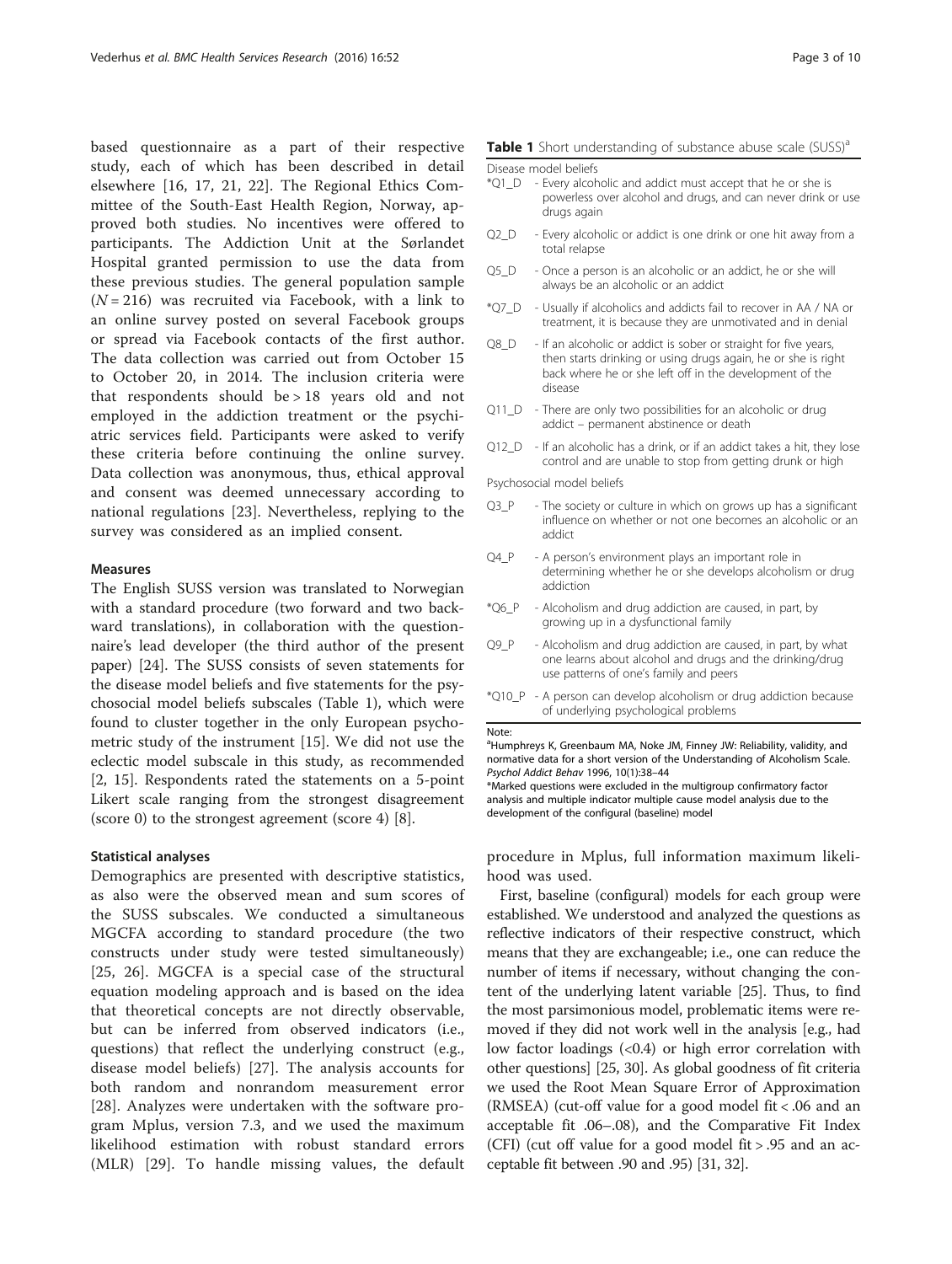based questionnaire as a part of their respective study, each of which has been described in detail elsewhere [16, 17, 21, 22]. The Regional Ethics Committee of the South-East Health Region, Norway, approved both studies. No incentives were offered to participants. The Addiction Unit at the Sørlandet Hospital granted permission to use the data from these previous studies. The general population sample ($N = 216$) was recruited via Facebook, with a link to an online survey posted on several Facebook groups or spread via Facebook contacts of the first author. The data collection was carried out from October 15 to October 20, in 2014. The inclusion criteria were that respondents should be > 18 years old and not employed in the addiction treatment or the psychiatric services field. Participants were asked to verify these criteria before continuing the online survey. Data collection was anonymous, thus, ethical approval and consent was deemed unnecessary according to national regulations [23]. Nevertheless, replying to the survey was considered as an implied consent.

### Measures

The English SUSS version was translated to Norwegian with a standard procedure (two forward and two backward translations), in collaboration with the questionnaire's lead developer (the third author of the present paper) [24]. The SUSS consists of seven statements for the disease model beliefs and five statements for the psychosocial model beliefs subscales (Table 1), which were found to cluster together in the only European psychometric study of the instrument [15]. We did not use the eclectic model subscale in this study, as recommended [2, 15]. Respondents rated the statements on a 5-point Likert scale ranging from the strongest disagreement (score 0) to the strongest agreement (score 4) [8].

### Statistical analyses

Demographics are presented with descriptive statistics, as also were the observed mean and sum scores of the SUSS subscales. We conducted a simultaneous MGCFA according to standard procedure (the two constructs under study were tested simultaneously) [25, 26]. MGCFA is a special case of the structural equation modeling approach and is based on the idea that theoretical concepts are not directly observable, but can be inferred from observed indicators (i.e., questions) that reflect the underlying construct (e.g., disease model beliefs) [27]. The analysis accounts for both random and nonrandom measurement error [28]. Analyzes were undertaken with the software program Mplus, version 7.3, and we used the maximum likelihood estimation with robust standard errors (MLR) [29]. To handle missing values, the default procedure in Mplus, full information maximum likelihood was used.

First, baseline (configural) models for each group were established. We understood and analyzed the questions as reflective indicators of their respective construct, which means that they are exchangeable; i.e., one can reduce the number of items if necessary, without changing the content of the underlying latent variable [25]. Thus, to find the most parsimonious model, problematic items were removed if they did not work well in the analysis [e.g., had low factor loadings (<0.4) or high error correlation with other questions] [25, 30]. As global goodness of fit criteria we used the Root Mean Square Error of Approximation (RMSEA) (cut-off value for a good model fit < .06 and an acceptable fit .06–.08), and the Comparative Fit Index (CFI) (cut off value for a good model fit > .95 and an acceptable fit between .90 and .95) [31, 32].

**Table 1** Short understanding of substance abuse scale (SUSS)[a]

| Item | Statement |
|---|---|
| **Disease model beliefs** | |
| *Q1_D | - Every alcoholic and addict must accept that he or she is powerless over alcohol and drugs, and can never drink or use drugs again |
| Q2_D | - Every alcoholic or addict is one drink or one hit away from a total relapse |
| Q5_D | - Once a person is an alcoholic or an addict, he or she will always be an alcoholic or an addict |
| *Q7_D | - Usually if alcoholics and addicts fail to recover in AA / NA or treatment, it is because they are unmotivated and in denial |
| Q8_D | - If an alcoholic or addict is sober or straight for five years, then starts drinking or using drugs again, he or she is right back where he or she left off in the development of the disease |
| Q11_D | - There are only two possibilities for an alcoholic or drug addict – permanent abstinence or death |
| Q12_D | - If an alcoholic has a drink, or if an addict takes a hit, they lose control and are unable to stop from getting drunk or high |
| **Psychosocial model beliefs** | |
| Q3_P | - The society or culture in which on grows up has a significant influence on whether or not one becomes an alcoholic or an addict |
| Q4_P | - A person's environment plays an important role in determining whether he or she develops alcoholism or drug addiction |
| *Q6_P | - Alcoholism and drug addiction are caused, in part, by growing up in a dysfunctional family |
| Q9_P | - Alcoholism and drug addiction are caused, in part, by what one learns about alcohol and drugs and the drinking/drug use patterns of one's family and peers |
| *Q10_P | - A person can develop alcoholism or drug addiction because of underlying psychological problems |

Note:
[a]Humphreys K, Greenbaum MA, Noke JM, Finney JW: Reliability, validity, and normative data for a short version of the Understanding of Alcoholism Scale. *Psychol Addict Behav* 1996, 10(1):38–44
*Marked questions were excluded in the multigroup confirmatory factor analysis and multiple indicator multiple cause model analysis due to the development of the configural (baseline) model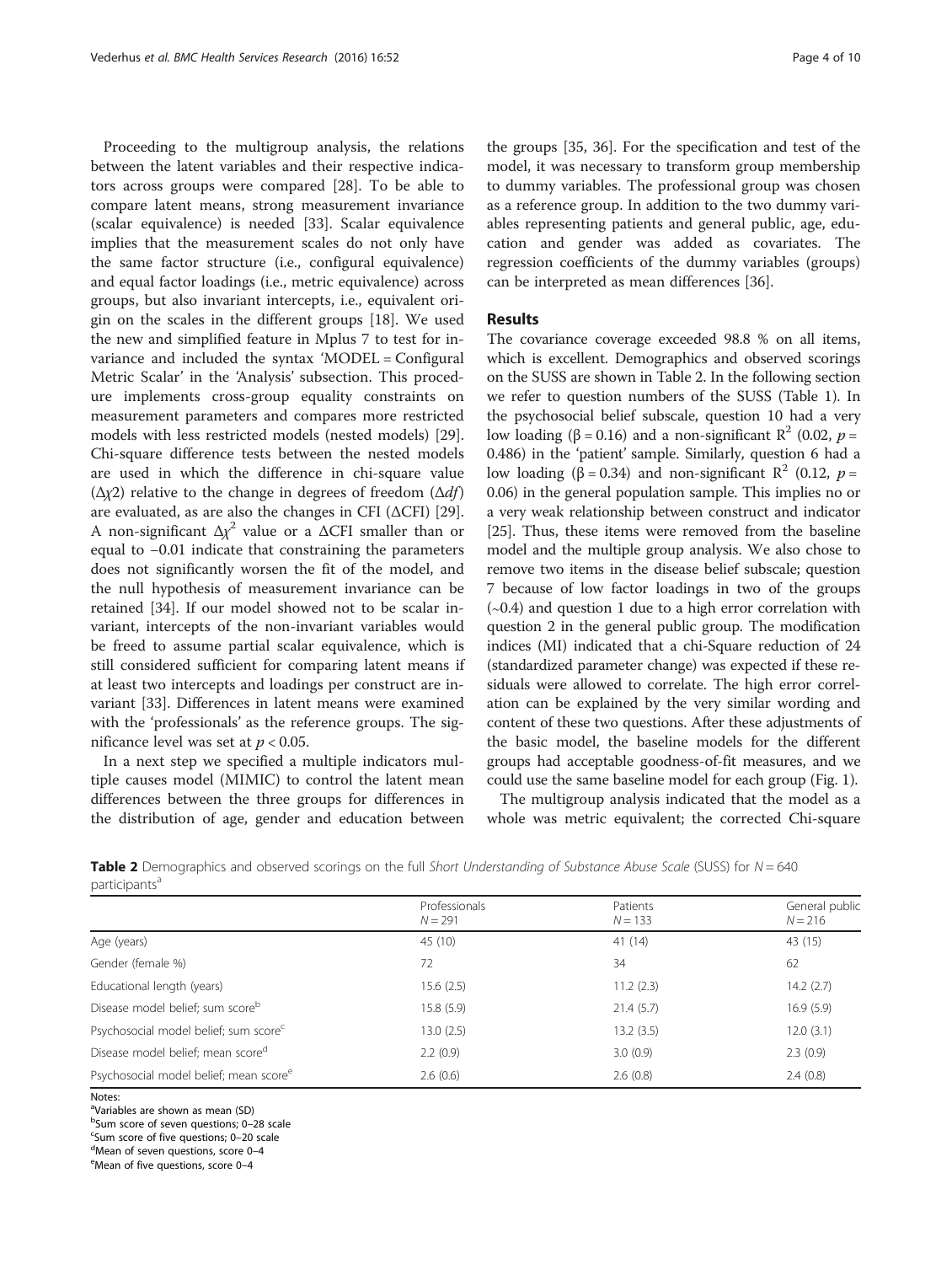Proceeding to the multigroup analysis, the relations between the latent variables and their respective indicators across groups were compared [28]. To be able to compare latent means, strong measurement invariance (scalar equivalence) is needed [33]. Scalar equivalence implies that the measurement scales do not only have the same factor structure (i.e., configural equivalence) and equal factor loadings (i.e., metric equivalence) across groups, but also invariant intercepts, i.e., equivalent origin on the scales in the different groups [18]. We used the new and simplified feature in Mplus 7 to test for invariance and included the syntax 'MODEL = Configural Metric Scalar' in the 'Analysis' subsection. This procedure implements cross-group equality constraints on measurement parameters and compares more restricted models with less restricted models (nested models) [29]. Chi-square difference tests between the nested models are used in which the difference in chi-square value ($\Delta\chi2$) relative to the change in degrees of freedom ($\Delta df$) are evaluated, as are also the changes in CFI ($\Delta$CFI) [29]. A non-significant $\Delta\chi^2$ value or a $\Delta$CFI smaller than or equal to −0.01 indicate that constraining the parameters does not significantly worsen the fit of the model, and the null hypothesis of measurement invariance can be retained [34]. If our model showed not to be scalar invariant, intercepts of the non-invariant variables would be freed to assume partial scalar equivalence, which is still considered sufficient for comparing latent means if at least two intercepts and loadings per construct are invariant [33]. Differences in latent means were examined with the 'professionals' as the reference groups. The significance level was set at $p < 0.05$.

In a next step we specified a multiple indicators multiple causes model (MIMIC) to control the latent mean differences between the three groups for differences in the distribution of age, gender and education between the groups [35, 36]. For the specification and test of the model, it was necessary to transform group membership to dummy variables. The professional group was chosen as a reference group. In addition to the two dummy variables representing patients and general public, age, education and gender was added as covariates. The regression coefficients of the dummy variables (groups) can be interpreted as mean differences [36].

## Results

The covariance coverage exceeded 98.8 % on all items, which is excellent. Demographics and observed scorings on the SUSS are shown in Table 2. In the following section we refer to question numbers of the SUSS (Table 1). In the psychosocial belief subscale, question 10 had a very low loading ($\beta = 0.16$) and a non-significant $R^2$ (0.02, $p = 0.486$) in the 'patient' sample. Similarly, question 6 had a low loading ($\beta = 0.34$) and non-significant $R^2$ (0.12, $p = 0.06$) in the general population sample. This implies no or a very weak relationship between construct and indicator [25]. Thus, these items were removed from the baseline model and the multiple group analysis. We also chose to remove two items in the disease belief subscale; question 7 because of low factor loadings in two of the groups (~0.4) and question 1 due to a high error correlation with question 2 in the general public group. The modification indices (MI) indicated that a chi-Square reduction of 24 (standardized parameter change) was expected if these residuals were allowed to correlate. The high error correlation can be explained by the very similar wording and content of these two questions. After these adjustments of the basic model, the baseline models for the different groups had acceptable goodness-of-fit measures, and we could use the same baseline model for each group (Fig. 1).

The multigroup analysis indicated that the model as a whole was metric equivalent; the corrected Chi-square

**Table 2** Demographics and observed scorings on the full *Short Understanding of Substance Abuse Scale* (SUSS) for $N = 640$ participants[a]

| | Professionals $N = 291$ | Patients $N = 133$ | General public $N = 216$ |
|---|---|---|---|
| Age (years) | 45 (10) | 41 (14) | 43 (15) |
| Gender (female %) | 72 | 34 | 62 |
| Educational length (years) | 15.6 (2.5) | 11.2 (2.3) | 14.2 (2.7) |
| Disease model belief; sum score[b] | 15.8 (5.9) | 21.4 (5.7) | 16.9 (5.9) |
| Psychosocial model belief; sum score[c] | 13.0 (2.5) | 13.2 (3.5) | 12.0 (3.1) |
| Disease model belief; mean score[d] | 2.2 (0.9) | 3.0 (0.9) | 2.3 (0.9) |
| Psychosocial model belief; mean score[e] | 2.6 (0.6) | 2.6 (0.8) | 2.4 (0.8) |

Notes:
[a]Variables are shown as mean (SD)
[b]Sum score of seven questions; 0–28 scale
[c]Sum score of five questions; 0–20 scale
[d]Mean of seven questions, score 0–4
[e]Mean of five questions, score 0–4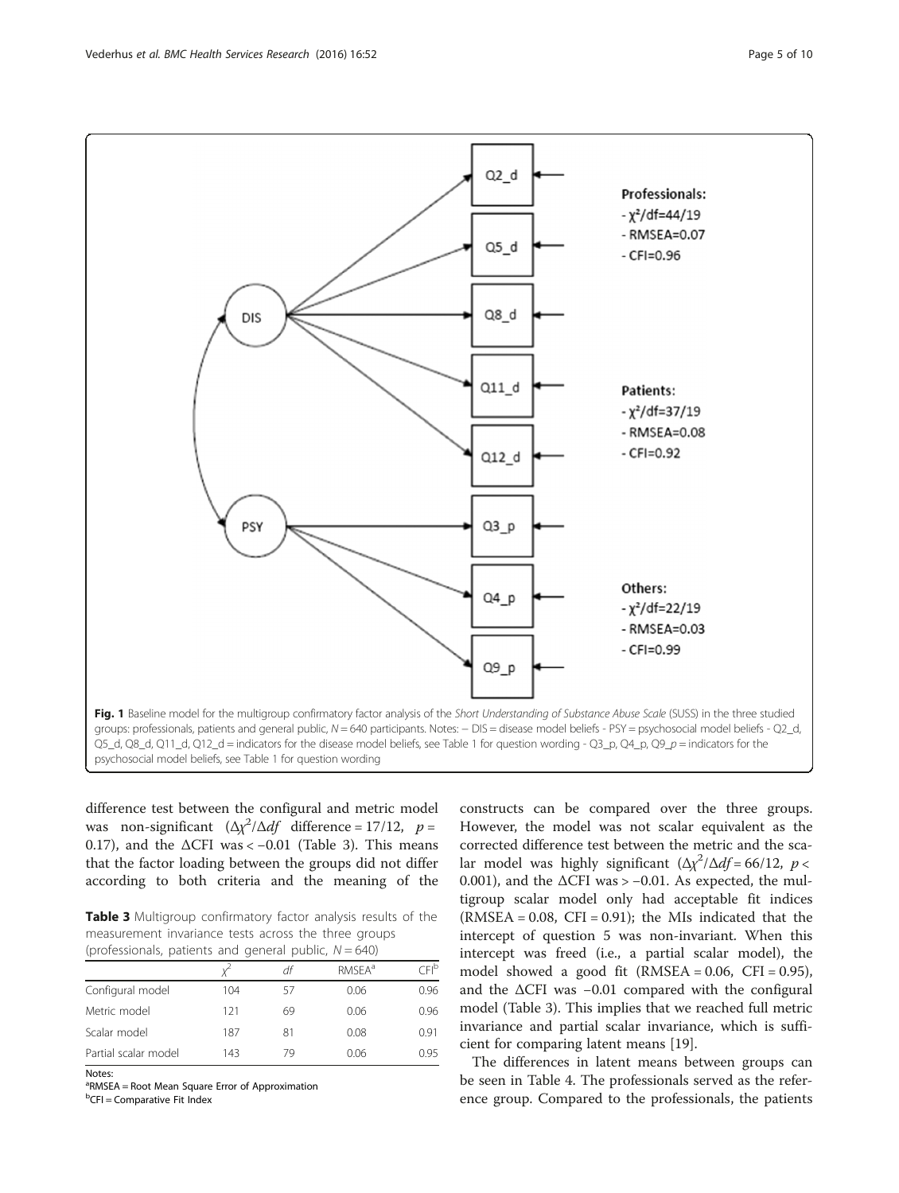Fig. 1 Baseline model for the multigroup confirmatory factor analysis of the *Short Understanding of Substance Abuse Scale* (SUSS) in the three studied groups: professionals, patients and general public, $N = 640$ participants. Notes: − DIS = disease model beliefs - PSY = psychosocial model beliefs - Q2_d, Q5_d, Q8_d, Q11_d, Q12_d = indicators for the disease model beliefs, see Table 1 for question wording - Q3_p, Q4_p, Q9_p = indicators for the psychosocial model beliefs, see Table 1 for question wording

difference test between the configural and metric model was non-significant ($\Delta\chi^2/\Delta df$ difference = 17/12, $p = 0.17$), and the $\Delta$CFI was $< -0.01$ (Table 3). This means that the factor loading between the groups did not differ according to both criteria and the meaning of the constructs can be compared over the three groups. However, the model was not scalar equivalent as the corrected difference test between the metric and the scalar model was highly significant ($\Delta\chi^2/\Delta df = 66/12$, $p < 0.001$), and the $\Delta$CFI was $> -0.01$. As expected, the multigroup scalar model only had acceptable fit indices (RMSEA = 0.08, CFI = 0.91); the MIs indicated that the intercept of question 5 was non-invariant. When this intercept was freed (i.e., a partial scalar model), the model showed a good fit (RMSEA = 0.06, CFI = 0.95), and the $\Delta$CFI was −0.01 compared with the configural model (Table 3). This implies that we reached full metric invariance and partial scalar invariance, which is sufficient for comparing latent means [19].

**Table 3** Multigroup confirmatory factor analysis results of the measurement invariance tests across the three groups (professionals, patients and general public, $N = 640$)

| | $\chi^2$ | df | RMSEA[a] | CFI[b] |
|---|---|---|---|---|
| Configural model | 104 | 57 | 0.06 | 0.96 |
| Metric model | 121 | 69 | 0.06 | 0.96 |
| Scalar model | 187 | 81 | 0.08 | 0.91 |
| Partial scalar model | 143 | 79 | 0.06 | 0.95 |

Notes:
[a]RMSEA = Root Mean Square Error of Approximation
[b]CFI = Comparative Fit Index

The differences in latent means between groups can be seen in Table 4. The professionals served as the reference group. Compared to the professionals, the patients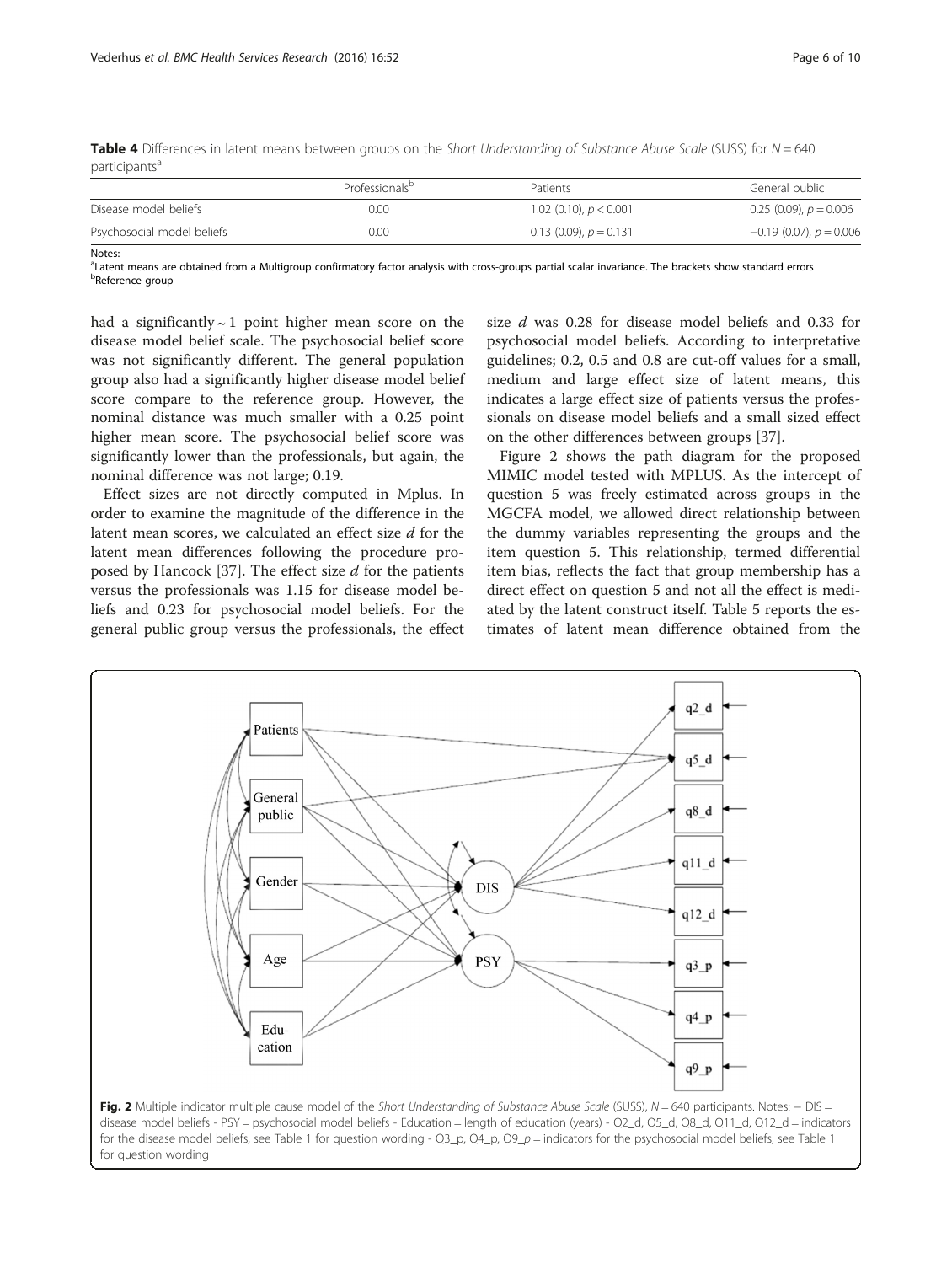**Table 4** Differences in latent means between groups on the *Short Understanding of Substance Abuse Scale* (SUSS) for $N = 640$ participants[a]

| | Professionals[b] | Patients | General public |
|---|---|---|---|
| Disease model beliefs | 0.00 | 1.02 (0.10), $p < 0.001$ | 0.25 (0.09), $p = 0.006$ |
| Psychosocial model beliefs | 0.00 | 0.13 (0.09), $p = 0.131$ | −0.19 (0.07), $p = 0.006$ |

Notes:
[a]Latent means are obtained from a Multigroup confirmatory factor analysis with cross-groups partial scalar invariance. The brackets show standard errors
[b]Reference group

had a significantly ~ 1 point higher mean score on the disease model belief scale. The psychosocial belief score was not significantly different. The general population group also had a significantly higher disease model belief score compare to the reference group. However, the nominal distance was much smaller with a 0.25 point higher mean score. The psychosocial belief score was significantly lower than the professionals, but again, the nominal difference was not large; 0.19.

Effect sizes are not directly computed in Mplus. In order to examine the magnitude of the difference in the latent mean scores, we calculated an effect size *d* for the latent mean differences following the procedure proposed by Hancock [37]. The effect size *d* for the patients versus the professionals was 1.15 for disease model beliefs and 0.23 for psychosocial model beliefs. For the general public group versus the professionals, the effect size *d* was 0.28 for disease model beliefs and 0.33 for psychosocial model beliefs. According to interpretative guidelines; 0.2, 0.5 and 0.8 are cut-off values for a small, medium and large effect size of latent means, this indicates a large effect size of patients versus the professionals on disease model beliefs and a small sized effect on the other differences between groups [37].

Figure 2 shows the path diagram for the proposed MIMIC model tested with MPLUS. As the intercept of question 5 was freely estimated across groups in the MGCFA model, we allowed direct relationship between the dummy variables representing the groups and the item question 5. This relationship, termed differential item bias, reflects the fact that group membership has a direct effect on question 5 and not all the effect is mediated by the latent construct itself. Table 5 reports the estimates of latent mean difference obtained from the

**Fig. 2** Multiple indicator multiple cause model of the *Short Understanding of Substance Abuse Scale* (SUSS), $N = 640$ participants. Notes: − DIS = disease model beliefs - PSY = psychosocial model beliefs - Education = length of education (years) - Q2_d, Q5_d, Q8_d, Q11_d, Q12_d = indicators for the disease model beliefs, see Table 1 for question wording - Q3_p, Q4_p, Q9_p = indicators for the psychosocial model beliefs, see Table 1 for question wording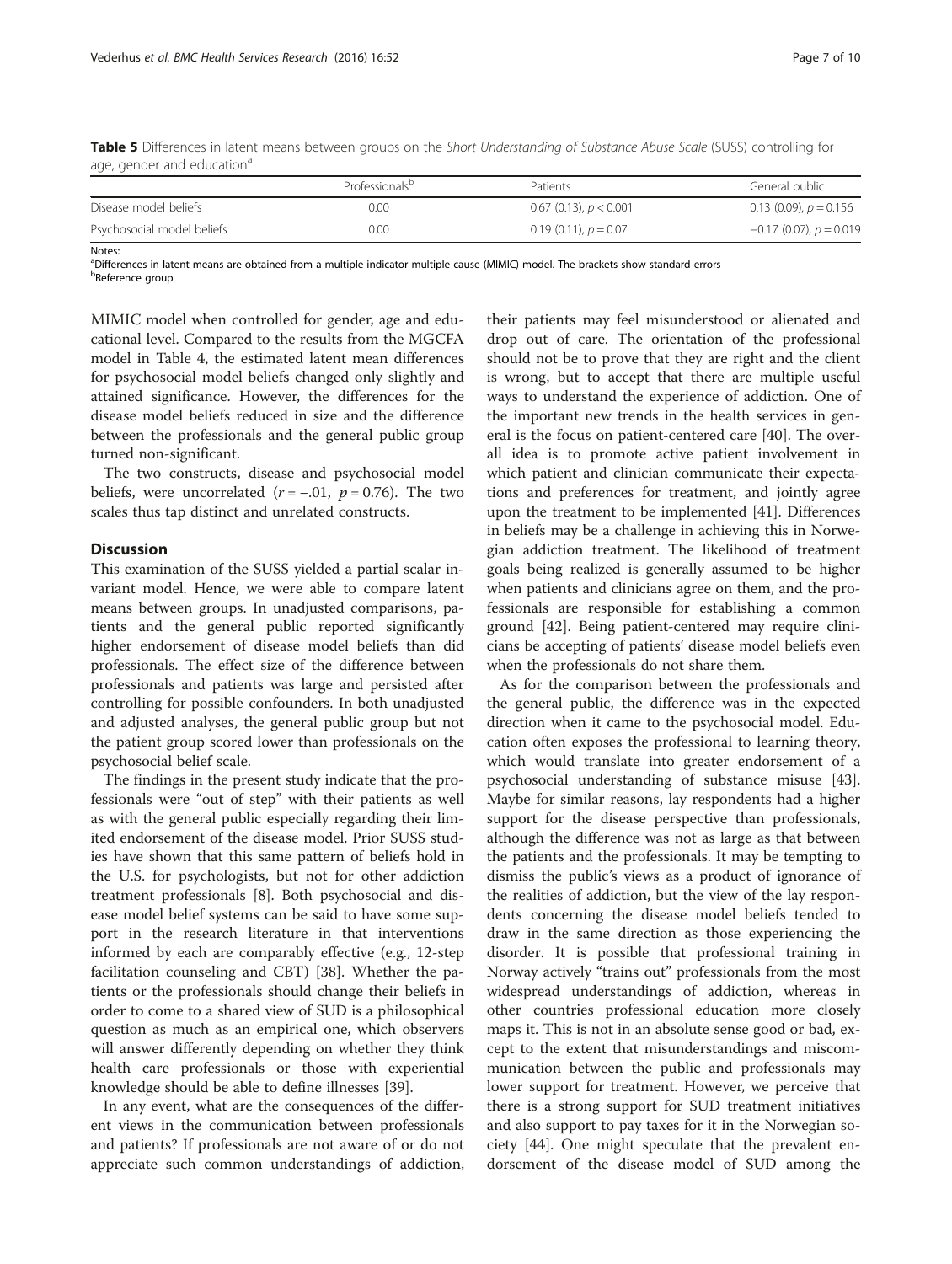**Table 5** Differences in latent means between groups on the *Short Understanding of Substance Abuse Scale* (SUSS) controlling for age, gender and education[a]

| | Professionals[b] | Patients | General public |
|---|---|---|---|
| Disease model beliefs | 0.00 | 0.67 (0.13), $p < 0.001$ | 0.13 (0.09), $p = 0.156$ |
| Psychosocial model beliefs | 0.00 | 0.19 (0.11), $p = 0.07$ | −0.17 (0.07), $p = 0.019$ |

Notes:
[a]Differences in latent means are obtained from a multiple indicator multiple cause (MIMIC) model. The brackets show standard errors
[b]Reference group

MIMIC model when controlled for gender, age and educational level. Compared to the results from the MGCFA model in Table 4, the estimated latent mean differences for psychosocial model beliefs changed only slightly and attained significance. However, the differences for the disease model beliefs reduced in size and the difference between the professionals and the general public group turned non-significant.

The two constructs, disease and psychosocial model beliefs, were uncorrelated ($r = -.01$, $p = 0.76$). The two scales thus tap distinct and unrelated constructs.

## Discussion

This examination of the SUSS yielded a partial scalar invariant model. Hence, we were able to compare latent means between groups. In unadjusted comparisons, patients and the general public reported significantly higher endorsement of disease model beliefs than did professionals. The effect size of the difference between professionals and patients was large and persisted after controlling for possible confounders. In both unadjusted and adjusted analyses, the general public group but not the patient group scored lower than professionals on the psychosocial belief scale.

The findings in the present study indicate that the professionals were "out of step" with their patients as well as with the general public especially regarding their limited endorsement of the disease model. Prior SUSS studies have shown that this same pattern of beliefs hold in the U.S. for psychologists, but not for other addiction treatment professionals [8]. Both psychosocial and disease model belief systems can be said to have some support in the research literature in that interventions informed by each are comparably effective (e.g., 12-step facilitation counseling and CBT) [38]. Whether the patients or the professionals should change their beliefs in order to come to a shared view of SUD is a philosophical question as much as an empirical one, which observers will answer differently depending on whether they think health care professionals or those with experiential knowledge should be able to define illnesses [39].

In any event, what are the consequences of the different views in the communication between professionals and patients? If professionals are not aware of or do not appreciate such common understandings of addiction, their patients may feel misunderstood or alienated and drop out of care. The orientation of the professional should not be to prove that they are right and the client is wrong, but to accept that there are multiple useful ways to understand the experience of addiction. One of the important new trends in the health services in general is the focus on patient-centered care [40]. The overall idea is to promote active patient involvement in which patient and clinician communicate their expectations and preferences for treatment, and jointly agree upon the treatment to be implemented [41]. Differences in beliefs may be a challenge in achieving this in Norwegian addiction treatment. The likelihood of treatment goals being realized is generally assumed to be higher when patients and clinicians agree on them, and the professionals are responsible for establishing a common ground [42]. Being patient-centered may require clinicians be accepting of patients' disease model beliefs even when the professionals do not share them.

As for the comparison between the professionals and the general public, the difference was in the expected direction when it came to the psychosocial model. Education often exposes the professional to learning theory, which would translate into greater endorsement of a psychosocial understanding of substance misuse [43]. Maybe for similar reasons, lay respondents had a higher support for the disease perspective than professionals, although the difference was not as large as that between the patients and the professionals. It may be tempting to dismiss the public's views as a product of ignorance of the realities of addiction, but the view of the lay respondents concerning the disease model beliefs tended to draw in the same direction as those experiencing the disorder. It is possible that professional training in Norway actively "trains out" professionals from the most widespread understandings of addiction, whereas in other countries professional education more closely maps it. This is not in an absolute sense good or bad, except to the extent that misunderstandings and miscommunication between the public and professionals may lower support for treatment. However, we perceive that there is a strong support for SUD treatment initiatives and also support to pay taxes for it in the Norwegian society [44]. One might speculate that the prevalent endorsement of the disease model of SUD among the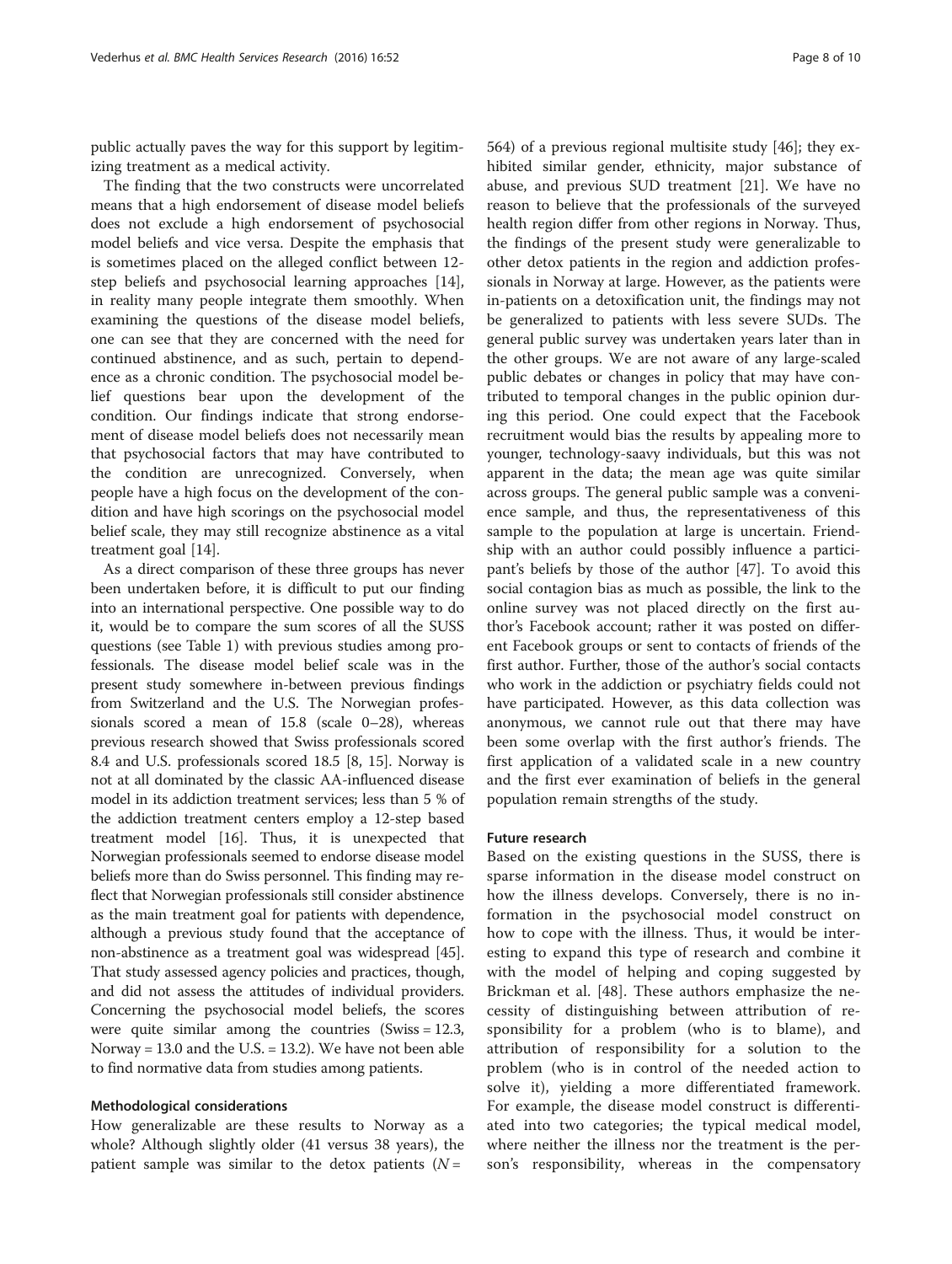public actually paves the way for this support by legitimizing treatment as a medical activity.

The finding that the two constructs were uncorrelated means that a high endorsement of disease model beliefs does not exclude a high endorsement of psychosocial model beliefs and vice versa. Despite the emphasis that is sometimes placed on the alleged conflict between 12-step beliefs and psychosocial learning approaches [14], in reality many people integrate them smoothly. When examining the questions of the disease model beliefs, one can see that they are concerned with the need for continued abstinence, and as such, pertain to dependence as a chronic condition. The psychosocial model belief questions bear upon the development of the condition. Our findings indicate that strong endorsement of disease model beliefs does not necessarily mean that psychosocial factors that may have contributed to the condition are unrecognized. Conversely, when people have a high focus on the development of the condition and have high scorings on the psychosocial model belief scale, they may still recognize abstinence as a vital treatment goal [14].

As a direct comparison of these three groups has never been undertaken before, it is difficult to put our finding into an international perspective. One possible way to do it, would be to compare the sum scores of all the SUSS questions (see Table 1) with previous studies among professionals. The disease model belief scale was in the present study somewhere in-between previous findings from Switzerland and the U.S. The Norwegian professionals scored a mean of 15.8 (scale 0–28), whereas previous research showed that Swiss professionals scored 8.4 and U.S. professionals scored 18.5 [8, 15]. Norway is not at all dominated by the classic AA-influenced disease model in its addiction treatment services; less than 5 % of the addiction treatment centers employ a 12-step based treatment model [16]. Thus, it is unexpected that Norwegian professionals seemed to endorse disease model beliefs more than do Swiss personnel. This finding may reflect that Norwegian professionals still consider abstinence as the main treatment goal for patients with dependence, although a previous study found that the acceptance of non-abstinence as a treatment goal was widespread [45]. That study assessed agency policies and practices, though, and did not assess the attitudes of individual providers. Concerning the psychosocial model beliefs, the scores were quite similar among the countries (Swiss = 12.3, Norway = 13.0 and the U.S. = 13.2). We have not been able to find normative data from studies among patients.

### Methodological considerations

How generalizable are these results to Norway as a whole? Although slightly older (41 versus 38 years), the patient sample was similar to the detox patients ($N$ = 564) of a previous regional multisite study [46]; they exhibited similar gender, ethnicity, major substance of abuse, and previous SUD treatment [21]. We have no reason to believe that the professionals of the surveyed health region differ from other regions in Norway. Thus, the findings of the present study were generalizable to other detox patients in the region and addiction professionals in Norway at large. However, as the patients were in-patients on a detoxification unit, the findings may not be generalized to patients with less severe SUDs. The general public survey was undertaken years later than in the other groups. We are not aware of any large-scaled public debates or changes in policy that may have contributed to temporal changes in the public opinion during this period. One could expect that the Facebook recruitment would bias the results by appealing more to younger, technology-saavy individuals, but this was not apparent in the data; the mean age was quite similar across groups. The general public sample was a convenience sample, and thus, the representativeness of this sample to the population at large is uncertain. Friendship with an author could possibly influence a participant's beliefs by those of the author [47]. To avoid this social contagion bias as much as possible, the link to the online survey was not placed directly on the first author's Facebook account; rather it was posted on different Facebook groups or sent to contacts of friends of the first author. Further, those of the author's social contacts who work in the addiction or psychiatry fields could not have participated. However, as this data collection was anonymous, we cannot rule out that there may have been some overlap with the first author's friends. The first application of a validated scale in a new country and the first ever examination of beliefs in the general population remain strengths of the study.

### Future research

Based on the existing questions in the SUSS, there is sparse information in the disease model construct on how the illness develops. Conversely, there is no information in the psychosocial model construct on how to cope with the illness. Thus, it would be interesting to expand this type of research and combine it with the model of helping and coping suggested by Brickman et al. [48]. These authors emphasize the necessity of distinguishing between attribution of responsibility for a problem (who is to blame), and attribution of responsibility for a solution to the problem (who is in control of the needed action to solve it), yielding a more differentiated framework. For example, the disease model construct is differentiated into two categories; the typical medical model, where neither the illness nor the treatment is the person's responsibility, whereas in the compensatory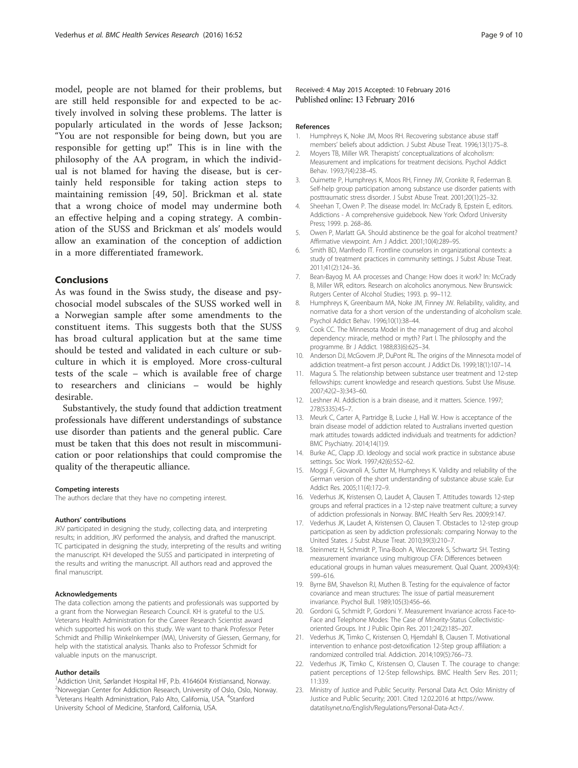model, people are not blamed for their problems, but are still held responsible for and expected to be actively involved in solving these problems. The latter is popularly articulated in the words of Jesse Jackson; "You are not responsible for being down, but you are responsible for getting up!" This is in line with the philosophy of the AA program, in which the individual is not blamed for having the disease, but is certainly held responsible for taking action steps to maintaining remission [49, 50]. Brickman et al. state that a wrong choice of model may undermine both an effective helping and a coping strategy. A combination of the SUSS and Brickman et als' models would allow an examination of the conception of addiction in a more differentiated framework.

## Conclusions

As was found in the Swiss study, the disease and psychosocial model subscales of the SUSS worked well in a Norwegian sample after some amendments to the constituent items. This suggests both that the SUSS has broad cultural application but at the same time should be tested and validated in each culture or subculture in which it is employed. More cross-cultural tests of the scale – which is available free of charge to researchers and clinicians – would be highly desirable.

Substantively, the study found that addiction treatment professionals have different understandings of substance use disorder than patients and the general public. Care must be taken that this does not result in miscommunication or poor relationships that could compromise the quality of the therapeutic alliance.

#### Competing interests

The authors declare that they have no competing interest.

#### Authors' contributions

JKV participated in designing the study, collecting data, and interpreting results; in addition, JKV performed the analysis, and drafted the manuscript. TC participated in designing the study, interpreting of the results and writing the manuscript. KH developed the SUSS and participated in interpreting of the results and writing the manuscript. All authors read and approved the final manuscript.

#### Acknowledgements

The data collection among the patients and professionals was supported by a grant from the Norwegian Research Council. KH is grateful to the U.S. Veterans Health Administration for the Career Research Scientist award which supported his work on this study. We want to thank Professor Peter Schmidt and Phillip Winkelnkemper (MA), University of Giessen, Germany, for help with the statistical analysis. Thanks also to Professor Schmidt for valuable inputs on the manuscript.

#### Author details

[1]Addiction Unit, Sørlandet Hospital HF, P.b. 4164604 Kristiansand, Norway. [2]Norwegian Center for Addiction Research, University of Oslo, Oslo, Norway. [3]Veterans Health Administration, Palo Alto, California, USA. [4]Stanford University School of Medicine, Stanford, California, USA.

Received: 4 May 2015 Accepted: 10 February 2016
Published online: 13 February 2016

#### References

1. Humphreys K, Noke JM, Moos RH. Recovering substance abuse staff members' beliefs about addiction. J Subst Abuse Treat. 1996;13(1):75–8.
2. Moyers TB, Miller WR. Therapists' conceptualizations of alcoholism: Measurement and implications for treatment decisions. Psychol Addict Behav. 1993;7(4):238–45.
3. Ouimette P, Humphreys K, Moos RH, Finney JW, Cronkite R, Federman B. Self-help group participation among substance use disorder patients with posttraumatic stress disorder. J Subst Abuse Treat. 2001;20(1):25–32.
4. Sheehan T, Owen P. The disease model. In: McCrady B, Epstein E, editors. Addictions - A comprehensive guidebook. New York: Oxford University Press; 1999. p. 268–86.
5. Owen P, Marlatt GA. Should abstinence be the goal for alcohol treatment? Affirmative viewpoint. Am J Addict. 2001;10(4):289–95.
6. Smith BD, Manfredo IT. Frontline counselors in organizational contexts: a study of treatment practices in community settings. J Subst Abuse Treat. 2011;41(2):124–36.
7. Bean-Bayog M. AA processes and Change: How does it work? In: McCrady B, Miller WR, editors. Research on alcoholics anonymous. New Brunswick: Rutgers Center of Alcohol Studies; 1993. p. 99–112.
8. Humphreys K, Greenbaum MA, Noke JM, Finney JW. Reliability, validity, and normative data for a short version of the understanding of alcoholism scale. Psychol Addict Behav. 1996;10(1):38–44.
9. Cook CC. The Minnesota Model in the management of drug and alcohol dependency: miracle, method or myth? Part I. The philosophy and the programme. Br J Addict. 1988;83(6):625–34.
10. Anderson DJ, McGovern JP, DuPont RL. The origins of the Minnesota model of addiction treatment–a first person account. J Addict Dis. 1999;18(1):107–14.
11. Magura S. The relationship between substance user treatment and 12-step fellowships: current knowledge and research questions. Subst Use Misuse. 2007;42(2–3):343–60.
12. Leshner AI. Addiction is a brain disease, and it matters. Science. 1997; 278(5335):45–7.
13. Meurk C, Carter A, Partridge B, Lucke J, Hall W. How is acceptance of the brain disease model of addiction related to Australians inverted question mark attitudes towards addicted individuals and treatments for addiction? BMC Psychiatry. 2014;14(1):9.
14. Burke AC, Clapp JD. Ideology and social work practice in substance abuse settings. Soc Work. 1997;42(6):552–62.
15. Moggi F, Giovanoli A, Sutter M, Humphreys K. Validity and reliability of the German version of the short understanding of substance abuse scale. Eur Addict Res. 2005;11(4):172–9.
16. Vederhus JK, Kristensen O, Laudet A, Clausen T. Attitudes towards 12-step groups and referral practices in a 12-step naive treatment culture; a survey of addiction professionals in Norway. BMC Health Serv Res. 2009;9:147.
17. Vederhus JK, Laudet A, Kristensen O, Clausen T. Obstacles to 12-step group participation as seen by addiction professionals: comparing Norway to the United States. J Subst Abuse Treat. 2010;39(3):210–7.
18. Steinmetz H, Schmidt P, Tina-Booh A, Wieczorek S, Schwartz SH. Testing measurement invariance using multigroup CFA: Differences between educational groups in human values measurement. Qual Quant. 2009;43(4): 599–616.
19. Byrne BM, Shavelson RJ, Muthen B. Testing for the equivalence of factor covariance and mean structures: The issue of partial measurement invariance. Psychol Bull. 1989;105(3):456–66.
20. Gordoni G, Schmidt P, Gordoni Y. Measurement Invariance across Face-to-Face and Telephone Modes: The Case of Minority-Status Collectivistic-oriented Groups. Int J Public Opin Res. 2011;24(2):185–207.
21. Vederhus JK, Timko C, Kristensen O, Hjemdahl B, Clausen T. Motivational intervention to enhance post-detoxification 12-Step group affiliation: a randomized controlled trial. Addiction. 2014;109(5):766–73.
22. Vederhus JK, Timko C, Kristensen O, Clausen T. The courage to change: patient perceptions of 12-Step fellowships. BMC Health Serv Res. 2011; 11:339.
23. Ministry of Justice and Public Security. Personal Data Act. Oslo: Ministry of Justice and Public Security; 2001. Cited 12.02.2016 at https://www.datatilsynet.no/English/Regulations/Personal-Data-Act-/.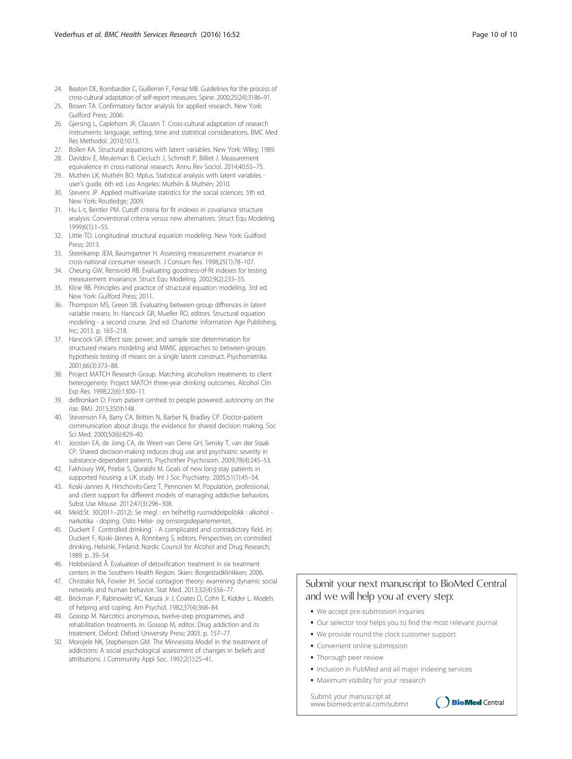24. Beaton DE, Bombardier C, Guillemin F, Ferraz MB. Guidelines for the process of cross-cultural adaptation of self-report measures. Spine. 2000;25(24):3186–91.
25. Brown TA. Confirmatory factor analysis for applied research. New York: Guilford Press; 2006.
26. Gjersing L, Caplehorn JR, Clausen T. Cross-cultural adaptation of research instruments: language, setting, time and statistical considerations. BMC Med Res Methodol. 2010;10:13.
27. Bollen KA. Structural equations with latent variables. New York: Wiley; 1989.
28. Davidov E, Meuleman B, Cieciuch J, Schmidt P, Billiet J. Measurement equivalence in cross-national research. Annu Rev Sociol. 2014;40:55–75.
29. Muthén LK, Muthén BO. Mplus. Statistical analysis with latent variables - user's guide. 6th ed. Los Angeles: Muthén & Muthén; 2010.
30. Stevens JP. Applied multivariate statistics for the social sciences. 5th ed. New York: Routledge; 2009.
31. Hu L-t, Bentler PM. Cutoff criteria for fit indexes in covariance structure analysis: Conventional criteria versus new alternatives. Struct Equ Modeling. 1999;6(1):1–55.
32. Little TD. Longitudinal structural equation modeling. New York: Guilford Press; 2013.
33. Steenkamp JEM, Baumgartner H. Assessing measurement invariance in cross-national consumer research. J Consum Res. 1998;25(1):78–107.
34. Cheung GW, Rensvold RB. Evaluating goodness-of-fit indexes for testing measurement invariance. Struct Equ Modeling. 2002;9(2):233–55.
35. Kline RB. Principles and practice of structural equation modeling. 3rd ed. New York: Guilford Press; 2011.
36. Thompson MS, Green SB. Evaluating between-group diffrences in latent variable means. In: Hancock GR, Mueller RO, editors. Structural equation modeling - a second course. 2nd ed. Charlotte: Information Age Publishing, Inc; 2013. p. 163–218.
37. Hancock GR. Effect size, power, and sample size determination for structured means modeling and MIMIC approaches to between-groups hypothesis testing of means on a single latent construct. Psychometrika. 2001;66(3):373–88.
38. Project MATCH Research Group. Matching alcoholism treatments to client heterogeneity: Project MATCH three-year drinking outcomes. Alcohol Clin Exp Res. 1998;22(6):1300–11.
39. deBronkart D. From patient centred to people powered: autonomy on the rise. BMJ. 2015;350:h148.
40. Stevenson FA, Barry CA, Britten N, Barber N, Bradley CP. Doctor-patient communication about drugs: the evidence for shared decision making. Soc Sci Med. 2000;50(6):829–40.
41. Joosten EA, de Jong CA, de Weert-van Oene GH, Sensky T, van der Staak CP. Shared decision-making reduces drug use and psychiatric severity in substance-dependent patients. Psychother Psychosom. 2009;78(4):245–53.
42. Fakhoury WK, Priebe S, Quraishi M. Goals of new long-stay patients in supported housing: a UK study. Int J Soc Psychiatry. 2005;51(1):45–54.
43. Koski-Jannes A, Hirschovits-Gerz T, Pennonen M. Population, professional, and client support for different models of managing addictive behaviors. Subst Use Misuse. 2012;47(3):296–308.
44. Meld.St. 30(2011–2012): Se meg! : en helhetlig rusmiddelpolitikk : alkohol - narkotika - doping. Oslo: Helse- og omsorgsdepartementet,.
45. Duckert F. Controlled drinking' - A complicated and contradictory field. In: Duckert F, Koski-Jännes A, Rönnberg S, editors. Perspectives on controlled drinking. Helsinki, Finland: Nordic Council for Alcohol and Drug Research; 1989. p. 39–54.
46. Hobbesland Å. Evaluation of detoxification treatment in six treatment centers in the Southern Health Region. Skien: Borgestadklinikken; 2006.
47. Christakis NA, Fowler JH. Social contagion theory: examining dynamic social networks and human behavior. Stat Med. 2013;32(4):556–77.
48. Brickman P, Rabinowitz VC, Karuza Jr J, Coates D, Cohn E, Kidder L. Models of helping and coping. Am Psychol. 1982;37(4):368–84.
49. Gossop M. Narcotics anonymous, twelve-step programmes, and rehabilitation treatments. In: Gossop M, editor. Drug addiction and its treatment. Oxford: Oxford University Press; 2003. p. 157–77.
50. Morojele NK, Stephenson GM. The Minnesota Model in the treatment of addictions: A social psychological assessment of changes in beliefs and attributions. J Community Appl Soc. 1992;2(1):25–41.

Submit your next manuscript to BioMed Central and we will help you at every step:

- We accept pre-submission inquiries
- Our selector tool helps you to find the most relevant journal
- We provide round the clock customer support
- Convenient online submission
- Thorough peer review
- Inclusion in PubMed and all major indexing services
- Maximum visibility for your research

Submit your manuscript at www.biomedcentral.com/submit

BioMed Central